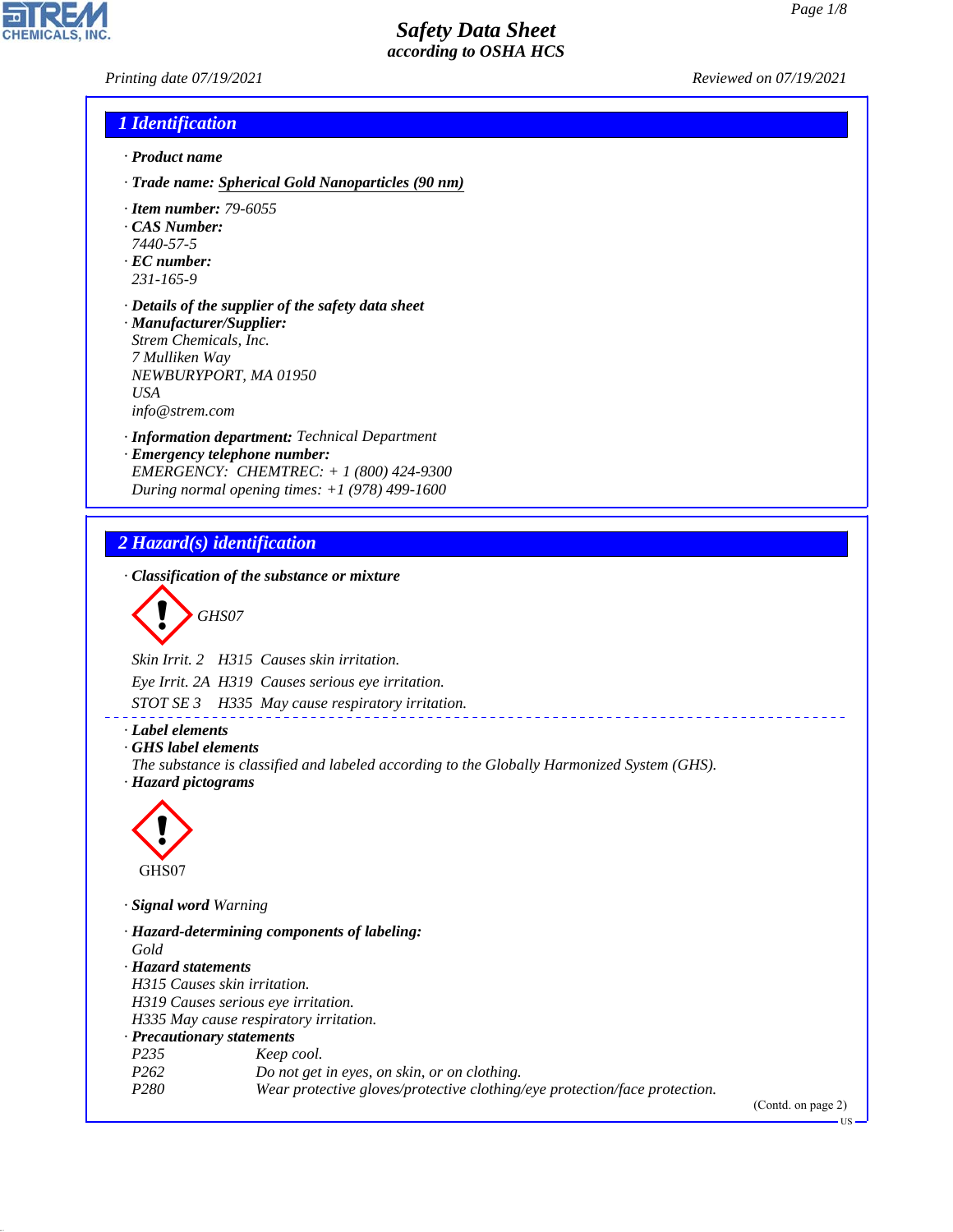# Safety Data Sheet
*according to OSHA HCS*

Printing date 07/19/2021 | Reviewed on 07/19/2021

## 1 Identification

· **Product name**

· **Trade name:** Spherical Gold Nanoparticles (90 nm)

· **Item number:** 79-6055

· **CAS Number:**
7440-57-5

· **EC number:**
231-165-9

· **Details of the supplier of the safety data sheet**

· **Manufacturer/Supplier:**
Strem Chemicals, Inc.
7 Mulliken Way
NEWBURYPORT, MA 01950
USA
info@strem.com

· **Information department:** Technical Department

· **Emergency telephone number:**
EMERGENCY: CHEMTREC: + 1 (800) 424-9300
During normal opening times: +1 (978) 499-1600

## 2 Hazard(s) identification

· **Classification of the substance or mixture**

GHS07

Skin Irrit. 2 H315 Causes skin irritation.

Eye Irrit. 2A H319 Causes serious eye irritation.

STOT SE 3 H335 May cause respiratory irritation.

· **Label elements**

· **GHS label elements**
The substance is classified and labeled according to the Globally Harmonized System (GHS).

· **Hazard pictograms**

GHS07

· **Signal word** Warning

· **Hazard-determining components of labeling:**
Gold

· **Hazard statements**
H315 Causes skin irritation.
H319 Causes serious eye irritation.
H335 May cause respiratory irritation.

· **Precautionary statements**

| | |
|---|---|
| P235 | Keep cool. |
| P262 | Do not get in eyes, on skin, or on clothing. |
| P280 | Wear protective gloves/protective clothing/eye protection/face protection. |

(Contd. on page 2)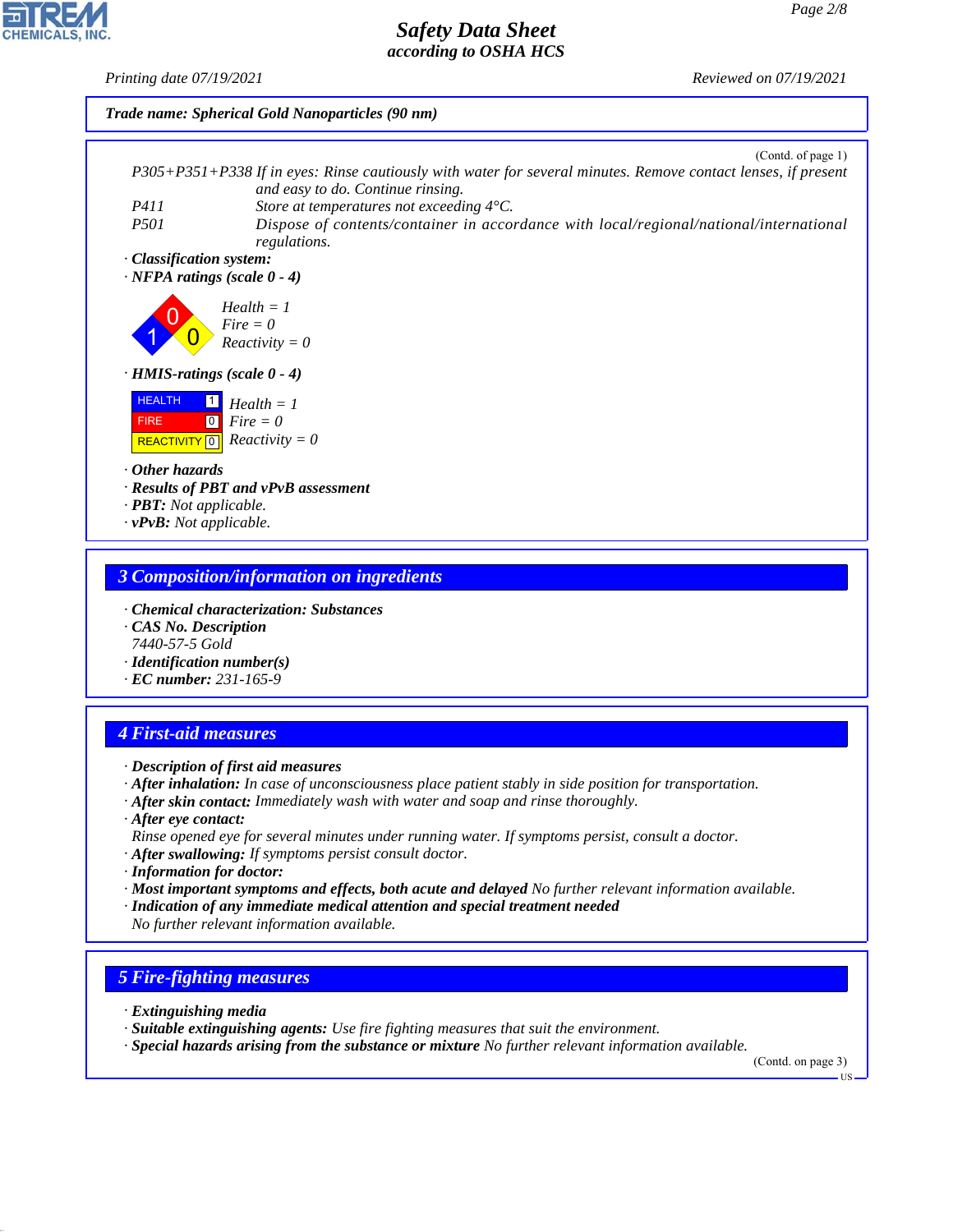**Trade name: Spherical Gold Nanoparticles (90 nm)**

(Contd. of page 1)

P305+P351+P338 If in eyes: Rinse cautiously with water for several minutes. Remove contact lenses, if present and easy to do. Continue rinsing.

P411 Store at temperatures not exceeding 4°C.

P501 Dispose of contents/container in accordance with local/regional/national/international regulations.

· **Classification system:**

· **NFPA ratings (scale 0 - 4)**

Health = 1
Fire = 0
Reactivity = 0

· **HMIS-ratings (scale 0 - 4)**

| | | |
|---|---|---|
| HEALTH | 1 | Health = 1 |
| FIRE | 0 | Fire = 0 |
| REACTIVITY | 0 | Reactivity = 0 |

· **Other hazards**

· **Results of PBT and vPvB assessment**

· **PBT:** Not applicable.

· **vPvB:** Not applicable.

## 3 Composition/information on ingredients

· **Chemical characterization: Substances**

· **CAS No. Description**

7440-57-5 Gold

· **Identification number(s)**

· **EC number:** 231-165-9

## 4 First-aid measures

· **Description of first aid measures**

· **After inhalation:** In case of unconsciousness place patient stably in side position for transportation.

· **After skin contact:** Immediately wash with water and soap and rinse thoroughly.

· **After eye contact:**

Rinse opened eye for several minutes under running water. If symptoms persist, consult a doctor.

· **After swallowing:** If symptoms persist consult doctor.

· **Information for doctor:**

· **Most important symptoms and effects, both acute and delayed** No further relevant information available.

· **Indication of any immediate medical attention and special treatment needed**

No further relevant information available.

## 5 Fire-fighting measures

· **Extinguishing media**

· **Suitable extinguishing agents:** Use fire fighting measures that suit the environment.

· **Special hazards arising from the substance or mixture** No further relevant information available.

(Contd. on page 3)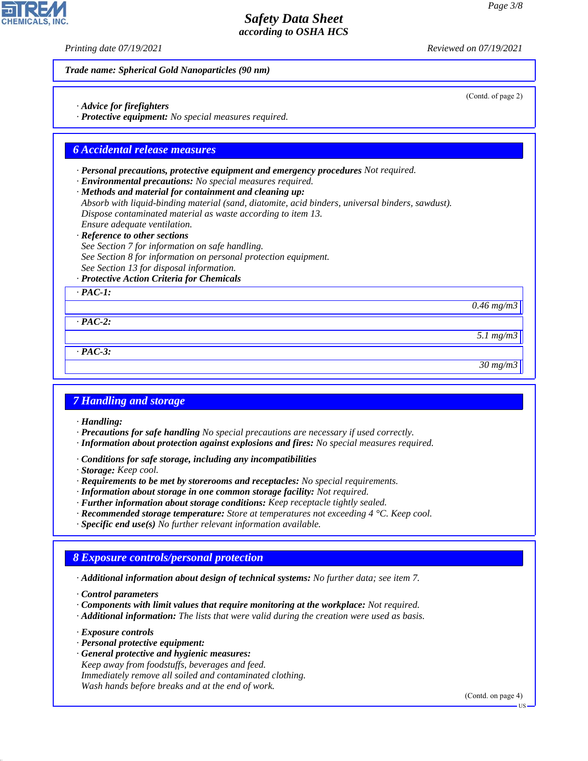Trade name: Spherical Gold Nanoparticles (90 nm)

(Contd. of page 2)

· **Advice for firefighters**
· **Protective equipment:** No special measures required.

## 6 Accidental release measures

· **Personal precautions, protective equipment and emergency procedures** Not required.
· **Environmental precautions:** No special measures required.
· **Methods and material for containment and cleaning up:**
Absorb with liquid-binding material (sand, diatomite, acid binders, universal binders, sawdust).
Dispose contaminated material as waste according to item 13.
Ensure adequate ventilation.
· **Reference to other sections**
See Section 7 for information on safe handling.
See Section 8 for information on personal protection equipment.
See Section 13 for disposal information.
· **Protective Action Criteria for Chemicals**

| · PAC-1: |
|---|
| 0.46 mg/m3 |

| · PAC-2: |
|---|
| 5.1 mg/m3 |

| · PAC-3: |
|---|
| 30 mg/m3 |

## 7 Handling and storage

· **Handling:**
· **Precautions for safe handling** No special precautions are necessary if used correctly.
· **Information about protection against explosions and fires:** No special measures required.

· **Conditions for safe storage, including any incompatibilities**
· **Storage:** Keep cool.
· **Requirements to be met by storerooms and receptacles:** No special requirements.
· **Information about storage in one common storage facility:** Not required.
· **Further information about storage conditions:** Keep receptacle tightly sealed.
· **Recommended storage temperature:** Store at temperatures not exceeding 4 °C. Keep cool.
· **Specific end use(s)** No further relevant information available.

## 8 Exposure controls/personal protection

· **Additional information about design of technical systems:** No further data; see item 7.

· **Control parameters**
· **Components with limit values that require monitoring at the workplace:** Not required.
· **Additional information:** The lists that were valid during the creation were used as basis.

· **Exposure controls**
· **Personal protective equipment:**
· **General protective and hygienic measures:**
Keep away from foodstuffs, beverages and feed.
Immediately remove all soiled and contaminated clothing.
Wash hands before breaks and at the end of work.

(Contd. on page 4)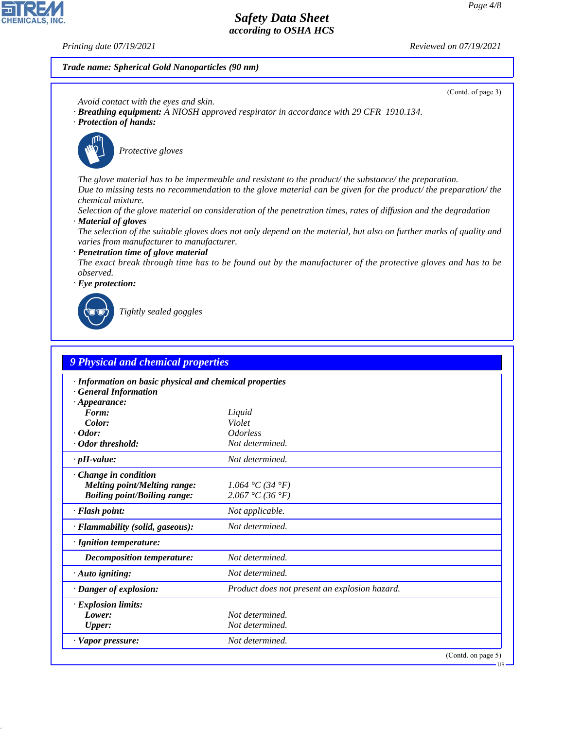**Trade name: Spherical Gold Nanoparticles (90 nm)**

(Contd. of page 3)

Avoid contact with the eyes and skin.

· **Breathing equipment:** A NIOSH approved respirator in accordance with 29 CFR 1910.134.

· **Protection of hands:**

Protective gloves

The glove material has to be impermeable and resistant to the product/ the substance/ the preparation.
Due to missing tests no recommendation to the glove material can be given for the product/ the preparation/ the chemical mixture.
Selection of the glove material on consideration of the penetration times, rates of diffusion and the degradation

· **Material of gloves**

The selection of the suitable gloves does not only depend on the material, but also on further marks of quality and varies from manufacturer to manufacturer.

· **Penetration time of glove material**

The exact break through time has to be found out by the manufacturer of the protective gloves and has to be observed.

· **Eye protection:**

Tightly sealed goggles

## 9 Physical and chemical properties

| | |
|---|---|
| · **Information on basic physical and chemical properties** | |
| · **General Information** | |
| · **Appearance:** | |
| **Form:** | Liquid |
| **Color:** | Violet |
| · **Odor:** | Odorless |
| · **Odor threshold:** | Not determined. |
| · **pH-value:** | Not determined. |
| · **Change in condition** | |
| **Melting point/Melting range:** | 1.064 °C (34 °F) |
| **Boiling point/Boiling range:** | 2.067 °C (36 °F) |
| · **Flash point:** | Not applicable. |
| · **Flammability (solid, gaseous):** | Not determined. |
| · **Ignition temperature:** | |
| **Decomposition temperature:** | Not determined. |
| · **Auto igniting:** | Not determined. |
| · **Danger of explosion:** | Product does not present an explosion hazard. |
| · **Explosion limits:** | |
| **Lower:** | Not determined. |
| **Upper:** | Not determined. |
| · **Vapor pressure:** | Not determined. |

(Contd. on page 5)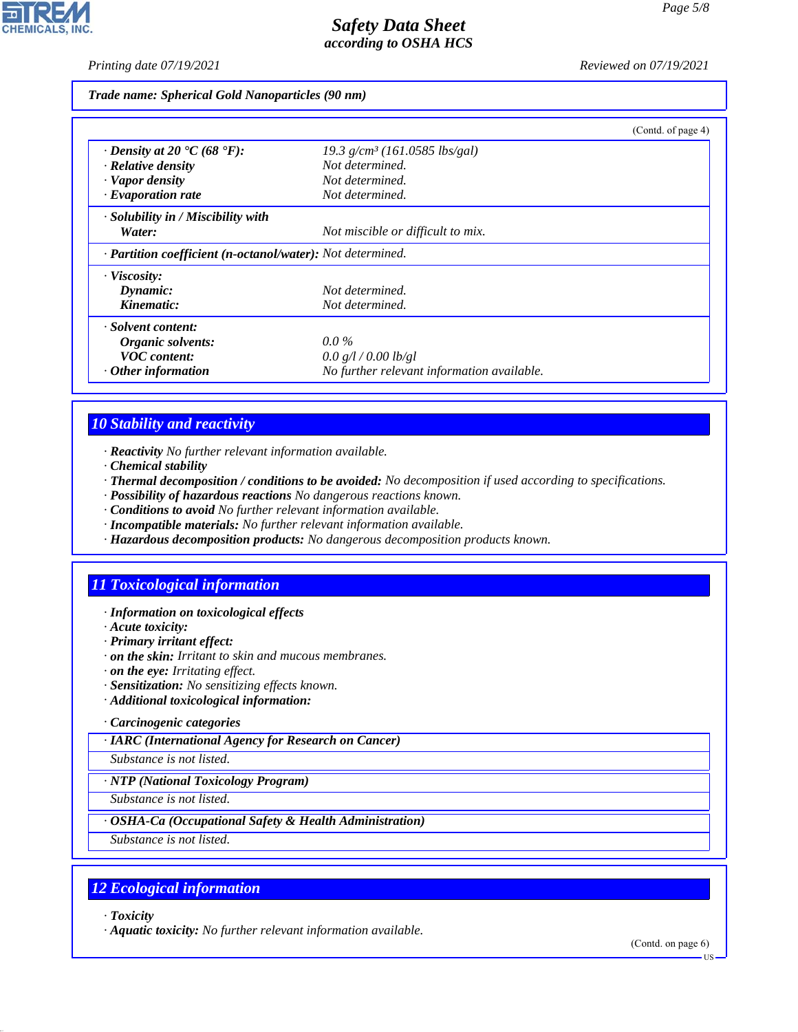**Trade name: Spherical Gold Nanoparticles (90 nm)**

(Contd. of page 4)

| | |
|---|---|
| · **Density at 20 °C (68 °F):** | 19.3 g/cm³ (161.0585 lbs/gal) |
| · **Relative density** | Not determined. |
| · **Vapor density** | Not determined. |
| · **Evaporation rate** | Not determined. |
| · **Solubility in / Miscibility with** | |
| **Water:** | Not miscible or difficult to mix. |
| · **Partition coefficient (n-octanol/water):** | Not determined. |
| · **Viscosity:** | |
| **Dynamic:** | Not determined. |
| **Kinematic:** | Not determined. |
| · **Solvent content:** | |
| **Organic solvents:** | 0.0 % |
| **VOC content:** | 0.0 g/l / 0.00 lb/gl |
| · **Other information** | No further relevant information available. |

## 10 Stability and reactivity

· **Reactivity** No further relevant information available.
· **Chemical stability**
· **Thermal decomposition / conditions to be avoided:** No decomposition if used according to specifications.
· **Possibility of hazardous reactions** No dangerous reactions known.
· **Conditions to avoid** No further relevant information available.
· **Incompatible materials:** No further relevant information available.
· **Hazardous decomposition products:** No dangerous decomposition products known.

## 11 Toxicological information

· **Information on toxicological effects**
· **Acute toxicity:**
· **Primary irritant effect:**
· **on the skin:** Irritant to skin and mucous membranes.
· **on the eye:** Irritating effect.
· **Sensitization:** No sensitizing effects known.
· **Additional toxicological information:**

· **Carcinogenic categories**

| · **IARC (International Agency for Research on Cancer)** |
|---|
| Substance is not listed. |

| · **NTP (National Toxicology Program)** |
|---|
| Substance is not listed. |

| · **OSHA-Ca (Occupational Safety & Health Administration)** |
|---|
| Substance is not listed. |

## 12 Ecological information

· **Toxicity**
· **Aquatic toxicity:** No further relevant information available.

(Contd. on page 6)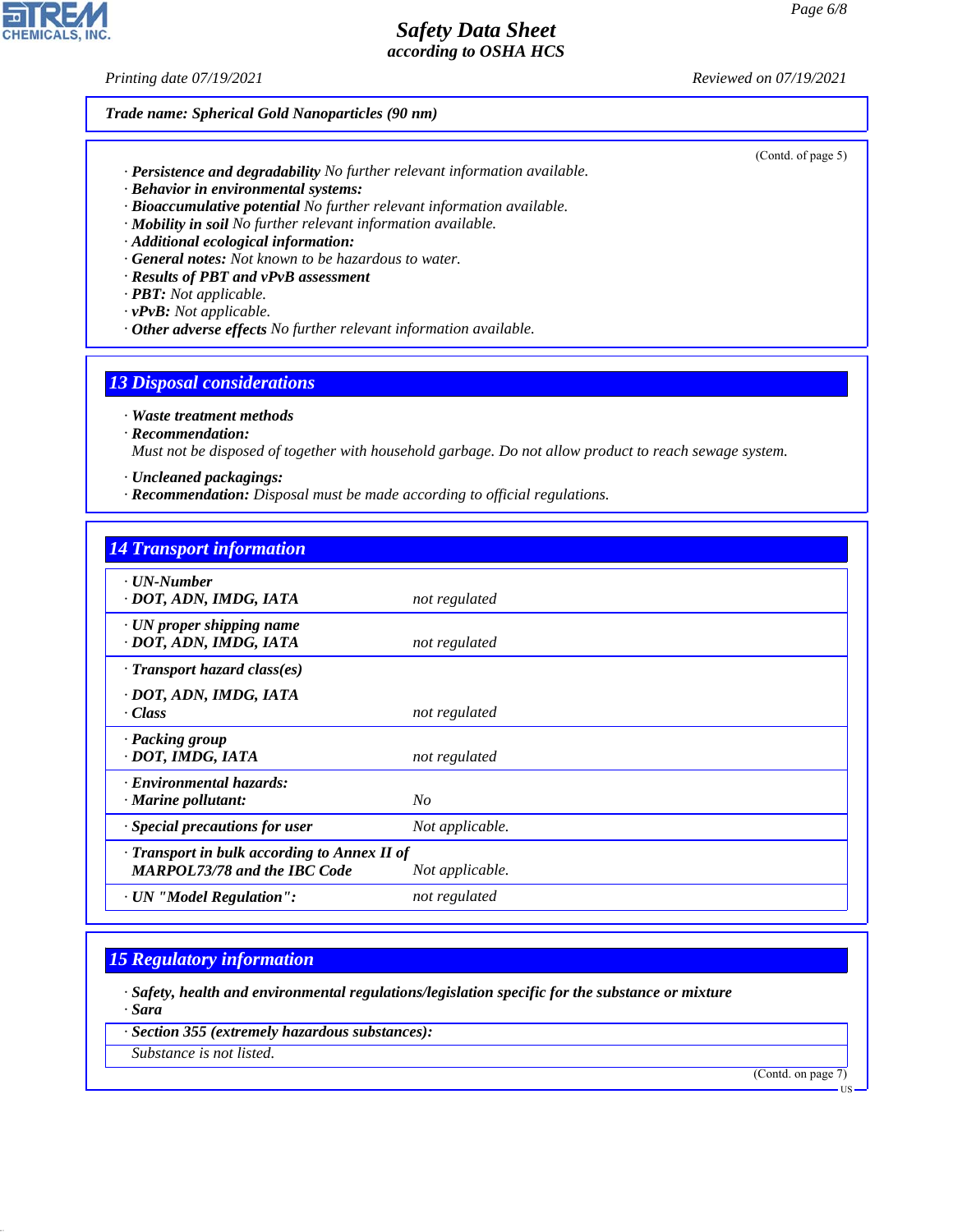Trade name: Spherical Gold Nanoparticles (90 nm)

(Contd. of page 5)

· **Persistence and degradability** No further relevant information available.
· **Behavior in environmental systems:**
· **Bioaccumulative potential** No further relevant information available.
· **Mobility in soil** No further relevant information available.
· **Additional ecological information:**
· **General notes:** Not known to be hazardous to water.
· **Results of PBT and vPvB assessment**
· **PBT:** Not applicable.
· **vPvB:** Not applicable.
· **Other adverse effects** No further relevant information available.

## 13 Disposal considerations

· **Waste treatment methods**
· **Recommendation:**
Must not be disposed of together with household garbage. Do not allow product to reach sewage system.

· **Uncleaned packagings:**
· **Recommendation:** Disposal must be made according to official regulations.

## 14 Transport information

| | |
|---|---|
| · **UN-Number**<br>· **DOT, ADN, IMDG, IATA** | not regulated |
| · **UN proper shipping name**<br>· **DOT, ADN, IMDG, IATA** | not regulated |
| · **Transport hazard class(es)**<br>· **DOT, ADN, IMDG, IATA**<br>· **Class** | not regulated |
| · **Packing group**<br>· **DOT, IMDG, IATA** | not regulated |
| · **Environmental hazards:**<br>· **Marine pollutant:** | No |
| · **Special precautions for user** | Not applicable. |
| · **Transport in bulk according to Annex II of MARPOL73/78 and the IBC Code** | Not applicable. |
| · **UN "Model Regulation":** | not regulated |

## 15 Regulatory information

· **Safety, health and environmental regulations/legislation specific for the substance or mixture**
· **Sara**

· **Section 355 (extremely hazardous substances):**

Substance is not listed.

(Contd. on page 7)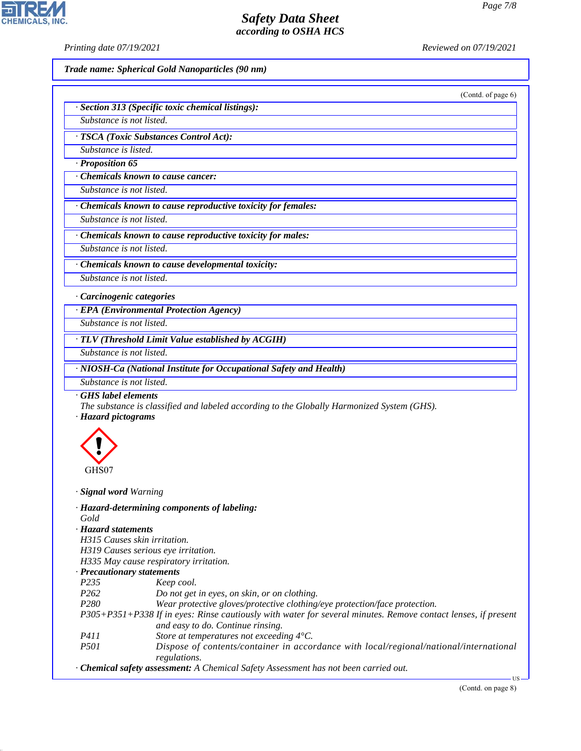**Trade name: Spherical Gold Nanoparticles (90 nm)**

(Contd. of page 6)

· **Section 313 (Specific toxic chemical listings):**
Substance is not listed.

· **TSCA (Toxic Substances Control Act):**
Substance is listed.

· **Proposition 65**

· **Chemicals known to cause cancer:**
Substance is not listed.

· **Chemicals known to cause reproductive toxicity for females:**
Substance is not listed.

· **Chemicals known to cause reproductive toxicity for males:**
Substance is not listed.

· **Chemicals known to cause developmental toxicity:**
Substance is not listed.

· **Carcinogenic categories**

· **EPA (Environmental Protection Agency)**
Substance is not listed.

· **TLV (Threshold Limit Value established by ACGIH)**
Substance is not listed.

· **NIOSH-Ca (National Institute for Occupational Safety and Health)**
Substance is not listed.

· **GHS label elements**
The substance is classified and labeled according to the Globally Harmonized System (GHS).

· **Hazard pictograms**

GHS07

· **Signal word** Warning

· **Hazard-determining components of labeling:**
Gold

· **Hazard statements**
H315 Causes skin irritation.
H319 Causes serious eye irritation.
H335 May cause respiratory irritation.

· **Precautionary statements**

| | |
|---|---|
| P235 | Keep cool. |
| P262 | Do not get in eyes, on skin, or on clothing. |
| P280 | Wear protective gloves/protective clothing/eye protection/face protection. |
| P305+P351+P338 | If in eyes: Rinse cautiously with water for several minutes. Remove contact lenses, if present and easy to do. Continue rinsing. |
| P411 | Store at temperatures not exceeding 4°C. |
| P501 | Dispose of contents/container in accordance with local/regional/national/international regulations. |

· **Chemical safety assessment:** A Chemical Safety Assessment has not been carried out.

(Contd. on page 8)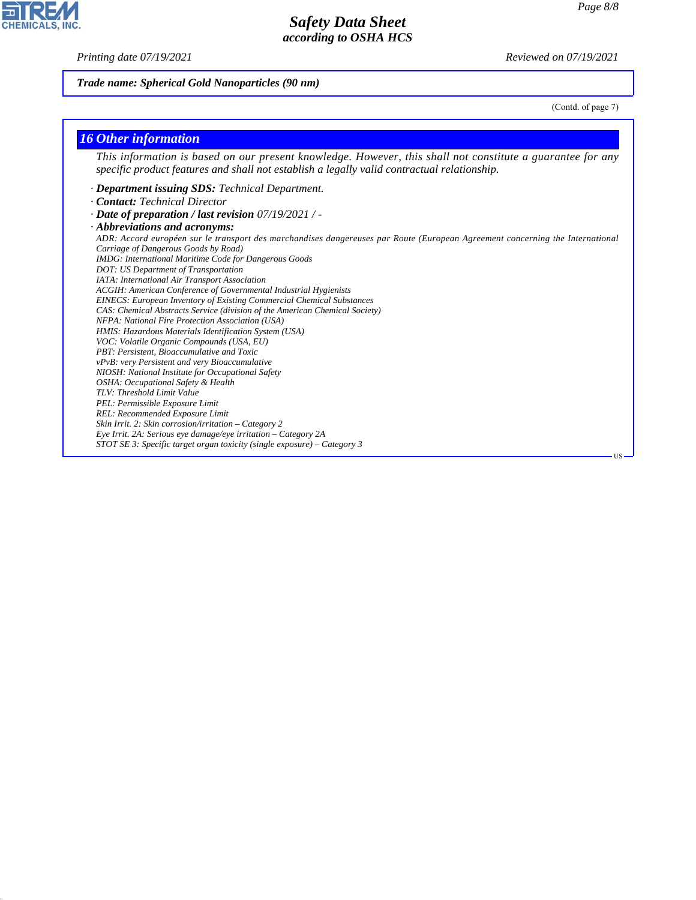*Trade name: Spherical Gold Nanoparticles (90 nm)*

(Contd. of page 7)

## 16 Other information

*This information is based on our present knowledge. However, this shall not constitute a guarantee for any specific product features and shall not establish a legally valid contractual relationship.*

- **Department issuing SDS:** Technical Department.
- **Contact:** Technical Director
- **Date of preparation / last revision** 07/19/2021 / -
- **Abbreviations and acronyms:**

ADR: Accord européen sur le transport des marchandises dangereuses par Route (European Agreement concerning the International Carriage of Dangerous Goods by Road)
IMDG: International Maritime Code for Dangerous Goods
DOT: US Department of Transportation
IATA: International Air Transport Association
ACGIH: American Conference of Governmental Industrial Hygienists
EINECS: European Inventory of Existing Commercial Chemical Substances
CAS: Chemical Abstracts Service (division of the American Chemical Society)
NFPA: National Fire Protection Association (USA)
HMIS: Hazardous Materials Identification System (USA)
VOC: Volatile Organic Compounds (USA, EU)
PBT: Persistent, Bioaccumulative and Toxic
vPvB: very Persistent and very Bioaccumulative
NIOSH: National Institute for Occupational Safety
OSHA: Occupational Safety & Health
TLV: Threshold Limit Value
PEL: Permissible Exposure Limit
REL: Recommended Exposure Limit
Skin Irrit. 2: Skin corrosion/irritation – Category 2
Eye Irrit. 2A: Serious eye damage/eye irritation – Category 2A
STOT SE 3: Specific target organ toxicity (single exposure) – Category 3